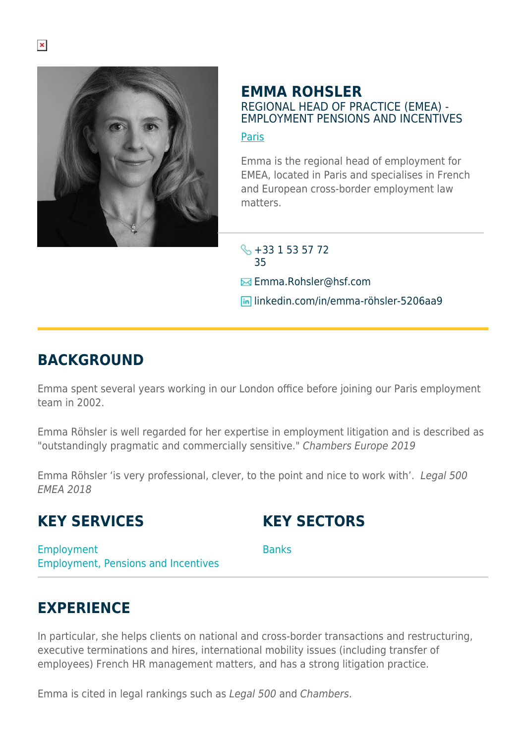# EMMA ROHSLER

REGIONAL HEAD OF PRACTICE (EMEA) - EMPLOYMENT PENSIONS AND INCENTIVES

Paris

Emma is the regional head of employment for EMEA, located in Paris and specialises in French and European cross-border employment law matters.

+33 1 53 57 72 35

Emma.Rohsler@hsf.com

linkedin.com/in/emma-röhsler-5206aa9

## BACKGROUND

Emma spent several years working in our London office before joining our Paris employment team in 2002.

Emma Röhsler is well regarded for her expertise in employment litigation and is described as "outstandingly pragmatic and commercially sensitive." *Chambers Europe 2019*

Emma Röhsler 'is very professional, clever, to the point and nice to work with'. *Legal 500 EMEA 2018*

## KEY SERVICES

Employment
Employment, Pensions and Incentives

## KEY SECTORS

Banks

## EXPERIENCE

In particular, she helps clients on national and cross-border transactions and restructuring, executive terminations and hires, international mobility issues (including transfer of employees) French HR management matters, and has a strong litigation practice.

Emma is cited in legal rankings such as *Legal 500* and *Chambers*.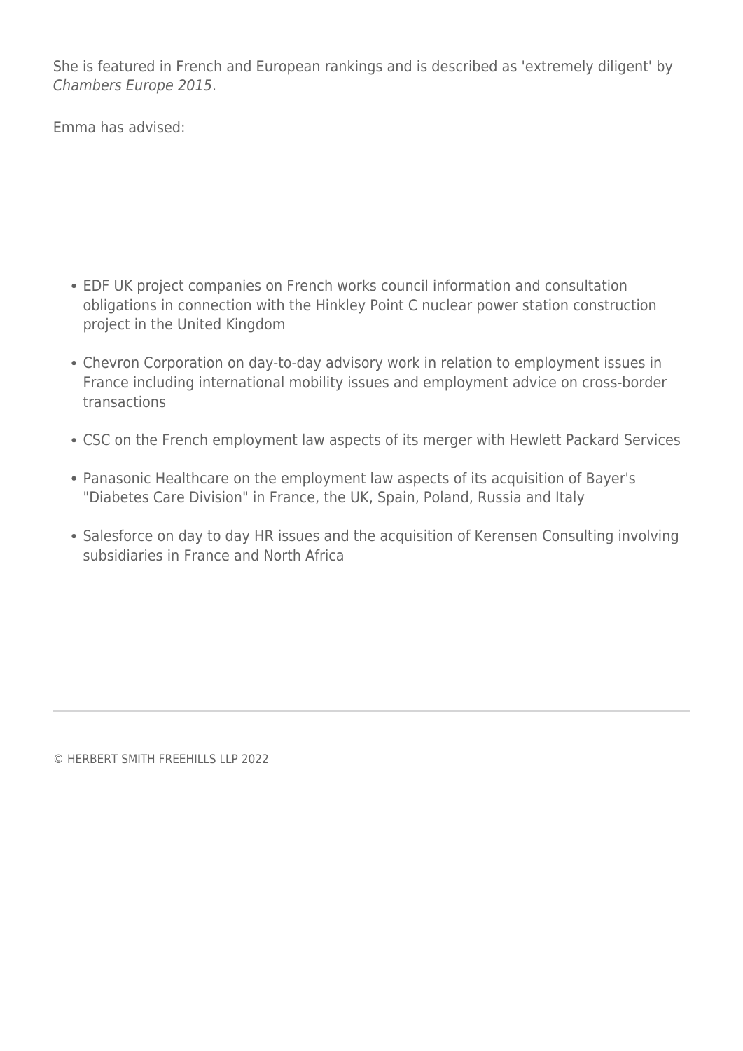She is featured in French and European rankings and is described as 'extremely diligent' by *Chambers Europe 2015*.

Emma has advised:

- EDF UK project companies on French works council information and consultation obligations in connection with the Hinkley Point C nuclear power station construction project in the United Kingdom
- Chevron Corporation on day-to-day advisory work in relation to employment issues in France including international mobility issues and employment advice on cross-border transactions
- CSC on the French employment law aspects of its merger with Hewlett Packard Services
- Panasonic Healthcare on the employment law aspects of its acquisition of Bayer's "Diabetes Care Division" in France, the UK, Spain, Poland, Russia and Italy
- Salesforce on day to day HR issues and the acquisition of Kerensen Consulting involving subsidiaries in France and North Africa

© HERBERT SMITH FREEHILLS LLP 2022